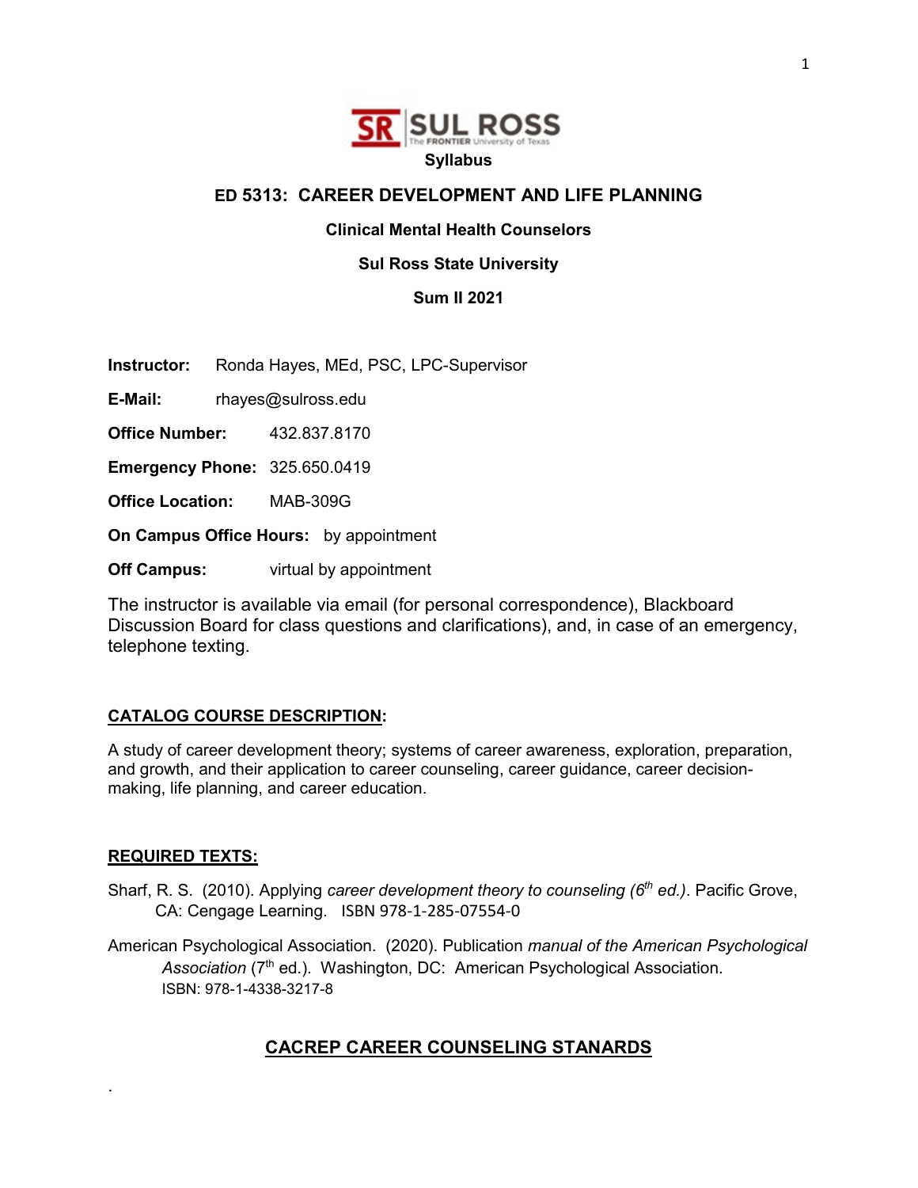**Syllabus**

# ED 5313: CAREER DEVELOPMENT AND LIFE PLANNING

**Clinical Mental Health Counselors**

**Sul Ross State University**

**Sum II 2021**

**Instructor:** Ronda Hayes, MEd, PSC, LPC-Supervisor

**E-Mail:** rhayes@sulross.edu

**Office Number:** 432.837.8170

**Emergency Phone:** 325.650.0419

**Office Location:** MAB-309G

**On Campus Office Hours:** by appointment

**Off Campus:** virtual by appointment

The instructor is available via email (for personal correspondence), Blackboard Discussion Board for class questions and clarifications), and, in case of an emergency, telephone texting.

## CATALOG COURSE DESCRIPTION:

A study of career development theory; systems of career awareness, exploration, preparation, and growth, and their application to career counseling, career guidance, career decision-making, life planning, and career education.

## REQUIRED TEXTS:

Sharf, R. S. (2010). Applying *career development theory to counseling (6th ed.)*. Pacific Grove, CA: Cengage Learning. ISBN 978-1-285-07554-0

American Psychological Association. (2020). Publication *manual of the American Psychological Association* (7th ed.). Washington, DC: American Psychological Association. ISBN: 978-1-4338-3217-8

## CACREP CAREER COUNSELING STANARDS

.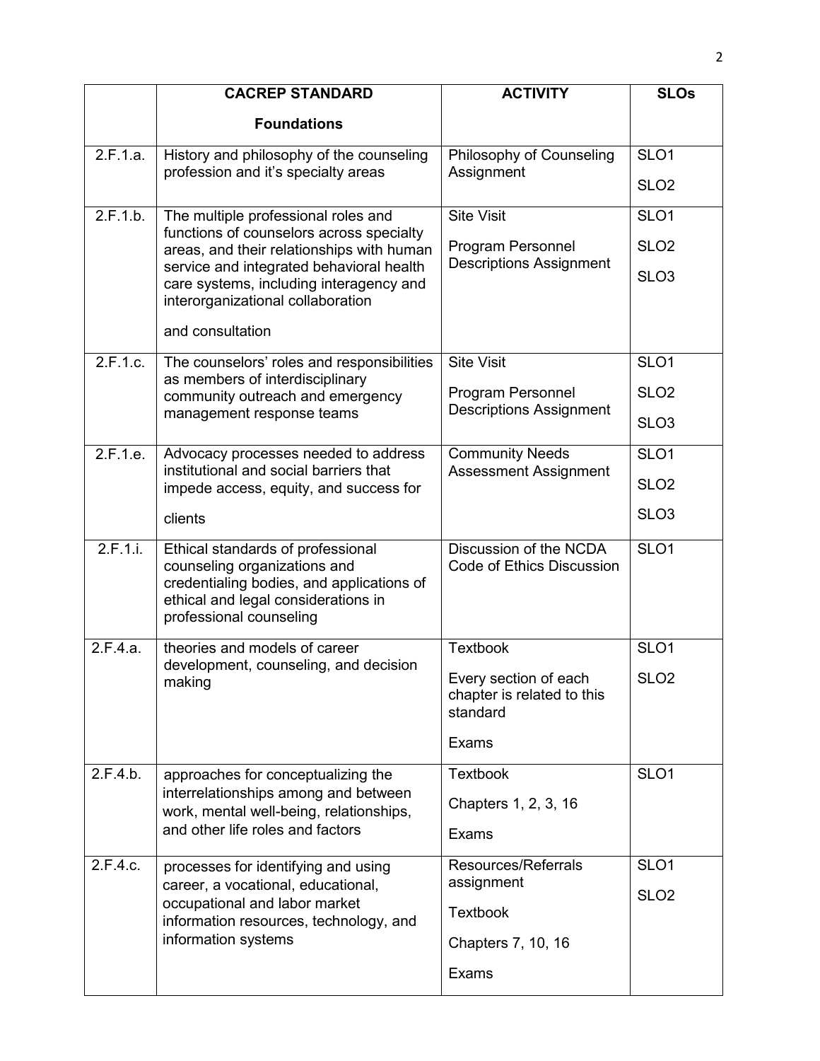| | CACREP STANDARD<br><br>Foundations | ACTIVITY | SLOs |
|---|---|---|---|
| 2.F.1.a. | History and philosophy of the counseling profession and it's specialty areas | Philosophy of Counseling Assignment | SLO1<br>SLO2 |
| 2.F.1.b. | The multiple professional roles and functions of counselors across specialty areas, and their relationships with human service and integrated behavioral health care systems, including interagency and interorganizational collaboration<br><br>and consultation | Site Visit<br><br>Program Personnel Descriptions Assignment | SLO1<br>SLO2<br>SLO3 |
| 2.F.1.c. | The counselors' roles and responsibilities as members of interdisciplinary community outreach and emergency management response teams | Site Visit<br><br>Program Personnel Descriptions Assignment | SLO1<br>SLO2<br>SLO3 |
| 2.F.1.e. | Advocacy processes needed to address institutional and social barriers that impede access, equity, and success for<br><br>clients | Community Needs Assessment Assignment | SLO1<br>SLO2<br>SLO3 |
| 2.F.1.i. | Ethical standards of professional counseling organizations and credentialing bodies, and applications of ethical and legal considerations in professional counseling | Discussion of the NCDA Code of Ethics Discussion | SLO1 |
| 2.F.4.a. | theories and models of career development, counseling, and decision making | Textbook<br><br>Every section of each chapter is related to this standard<br><br>Exams | SLO1<br>SLO2 |
| 2.F.4.b. | approaches for conceptualizing the interrelationships among and between work, mental well-being, relationships, and other life roles and factors | Textbook<br><br>Chapters 1, 2, 3, 16<br><br>Exams | SLO1 |
| 2.F.4.c. | processes for identifying and using career, a vocational, educational, occupational and labor market information resources, technology, and information systems | Resources/Referrals assignment<br><br>Textbook<br><br>Chapters 7, 10, 16<br><br>Exams | SLO1<br>SLO2 |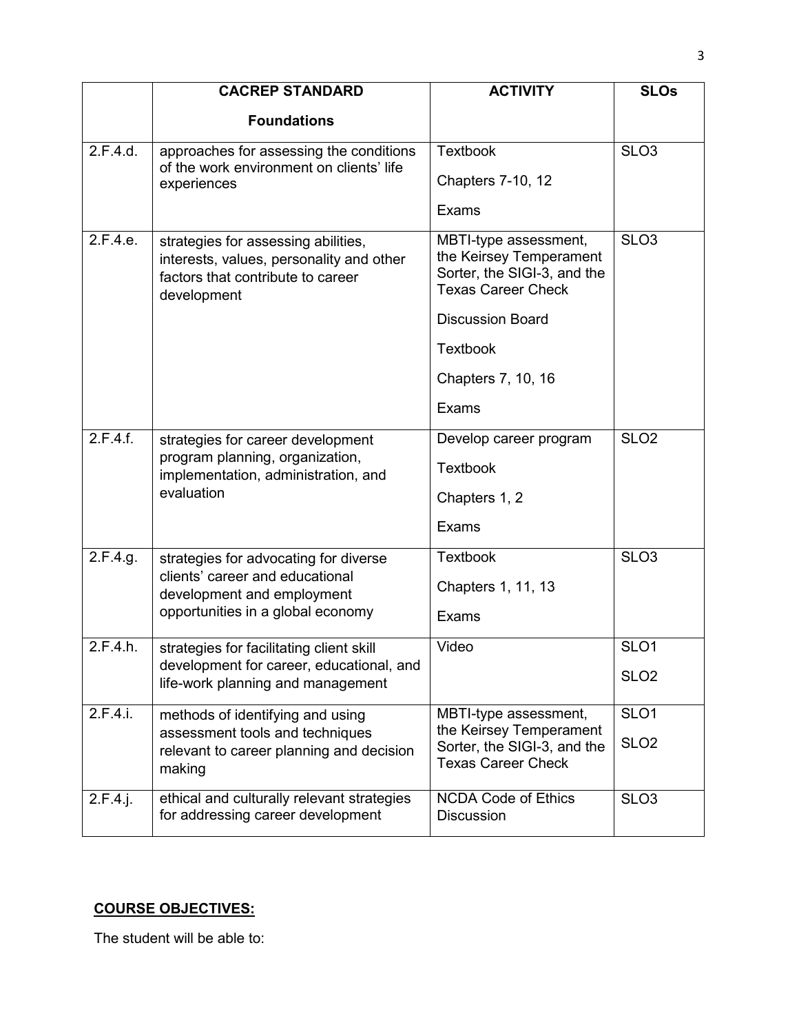| | CACREP STANDARD<br><br>Foundations | ACTIVITY | SLOs |
|---|---|---|---|
| 2.F.4.d. | approaches for assessing the conditions of the work environment on clients' life experiences | Textbook<br><br>Chapters 7-10, 12<br><br>Exams | SLO3 |
| 2.F.4.e. | strategies for assessing abilities, interests, values, personality and other factors that contribute to career development | MBTI-type assessment, the Keirsey Temperament Sorter, the SIGI-3, and the Texas Career Check<br><br>Discussion Board<br><br>Textbook<br><br>Chapters 7, 10, 16<br><br>Exams | SLO3 |
| 2.F.4.f. | strategies for career development program planning, organization, implementation, administration, and evaluation | Develop career program<br><br>Textbook<br><br>Chapters 1, 2<br><br>Exams | SLO2 |
| 2.F.4.g. | strategies for advocating for diverse clients' career and educational development and employment opportunities in a global economy | Textbook<br><br>Chapters 1, 11, 13<br><br>Exams | SLO3 |
| 2.F.4.h. | strategies for facilitating client skill development for career, educational, and life-work planning and management | Video | SLO1<br><br>SLO2 |
| 2.F.4.i. | methods of identifying and using assessment tools and techniques relevant to career planning and decision making | MBTI-type assessment, the Keirsey Temperament Sorter, the SIGI-3, and the Texas Career Check | SLO1<br><br>SLO2 |
| 2.F.4.j. | ethical and culturally relevant strategies for addressing career development | NCDA Code of Ethics Discussion | SLO3 |

**COURSE OBJECTIVES:**

The student will be able to: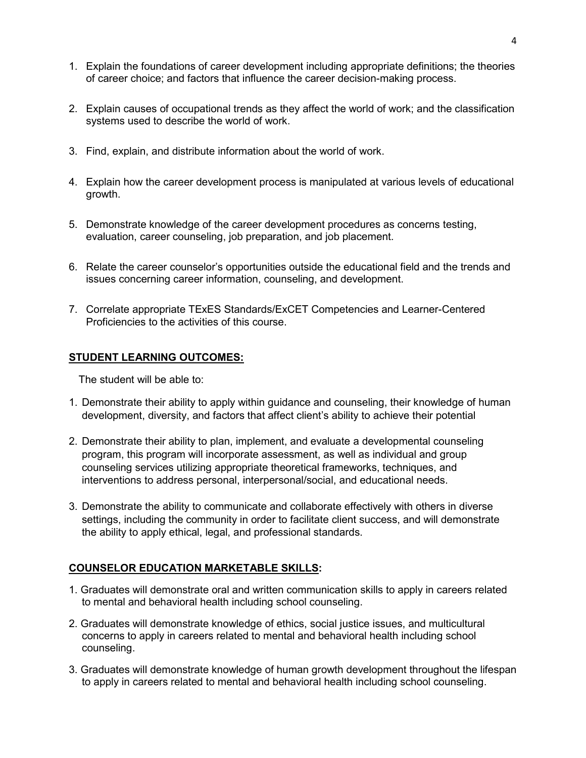1. Explain the foundations of career development including appropriate definitions; the theories of career choice; and factors that influence the career decision-making process.

2. Explain causes of occupational trends as they affect the world of work; and the classification systems used to describe the world of work.

3. Find, explain, and distribute information about the world of work.

4. Explain how the career development process is manipulated at various levels of educational growth.

5. Demonstrate knowledge of the career development procedures as concerns testing, evaluation, career counseling, job preparation, and job placement.

6. Relate the career counselor's opportunities outside the educational field and the trends and issues concerning career information, counseling, and development.

7. Correlate appropriate TExES Standards/ExCET Competencies and Learner-Centered Proficiencies to the activities of this course.

## STUDENT LEARNING OUTCOMES:

The student will be able to:

1. Demonstrate their ability to apply within guidance and counseling, their knowledge of human development, diversity, and factors that affect client's ability to achieve their potential

2. Demonstrate their ability to plan, implement, and evaluate a developmental counseling program, this program will incorporate assessment, as well as individual and group counseling services utilizing appropriate theoretical frameworks, techniques, and interventions to address personal, interpersonal/social, and educational needs.

3. Demonstrate the ability to communicate and collaborate effectively with others in diverse settings, including the community in order to facilitate client success, and will demonstrate the ability to apply ethical, legal, and professional standards.

## COUNSELOR EDUCATION MARKETABLE SKILLS:

1. Graduates will demonstrate oral and written communication skills to apply in careers related to mental and behavioral health including school counseling.

2. Graduates will demonstrate knowledge of ethics, social justice issues, and multicultural concerns to apply in careers related to mental and behavioral health including school counseling.

3. Graduates will demonstrate knowledge of human growth development throughout the lifespan to apply in careers related to mental and behavioral health including school counseling.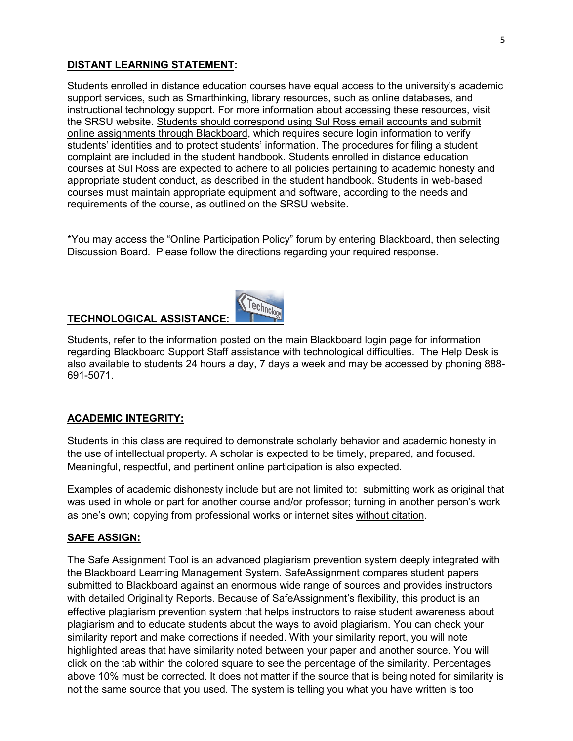**DISTANT LEARNING STATEMENT:**

Students enrolled in distance education courses have equal access to the university's academic support services, such as Smarthinking, library resources, such as online databases, and instructional technology support. For more information about accessing these resources, visit the SRSU website. Students should correspond using Sul Ross email accounts and submit online assignments through Blackboard, which requires secure login information to verify students' identities and to protect students' information. The procedures for filing a student complaint are included in the student handbook. Students enrolled in distance education courses at Sul Ross are expected to adhere to all policies pertaining to academic honesty and appropriate student conduct, as described in the student handbook. Students in web-based courses must maintain appropriate equipment and software, according to the needs and requirements of the course, as outlined on the SRSU website.

*You may access the "Online Participation Policy" forum by entering Blackboard, then selecting Discussion Board. Please follow the directions regarding your required response.

**TECHNOLOGICAL ASSISTANCE:**

Students, refer to the information posted on the main Blackboard login page for information regarding Blackboard Support Staff assistance with technological difficulties. The Help Desk is also available to students 24 hours a day, 7 days a week and may be accessed by phoning 888-691-5071.

**ACADEMIC INTEGRITY:**

Students in this class are required to demonstrate scholarly behavior and academic honesty in the use of intellectual property. A scholar is expected to be timely, prepared, and focused. Meaningful, respectful, and pertinent online participation is also expected.

Examples of academic dishonesty include but are not limited to: submitting work as original that was used in whole or part for another course and/or professor; turning in another person's work as one's own; copying from professional works or internet sites without citation.

**SAFE ASSIGN:**

The Safe Assignment Tool is an advanced plagiarism prevention system deeply integrated with the Blackboard Learning Management System. SafeAssignment compares student papers submitted to Blackboard against an enormous wide range of sources and provides instructors with detailed Originality Reports. Because of SafeAssignment's flexibility, this product is an effective plagiarism prevention system that helps instructors to raise student awareness about plagiarism and to educate students about the ways to avoid plagiarism. You can check your similarity report and make corrections if needed. With your similarity report, you will note highlighted areas that have similarity noted between your paper and another source. You will click on the tab within the colored square to see the percentage of the similarity. Percentages above 10% must be corrected. It does not matter if the source that is being noted for similarity is not the same source that you used. The system is telling you what you have written is too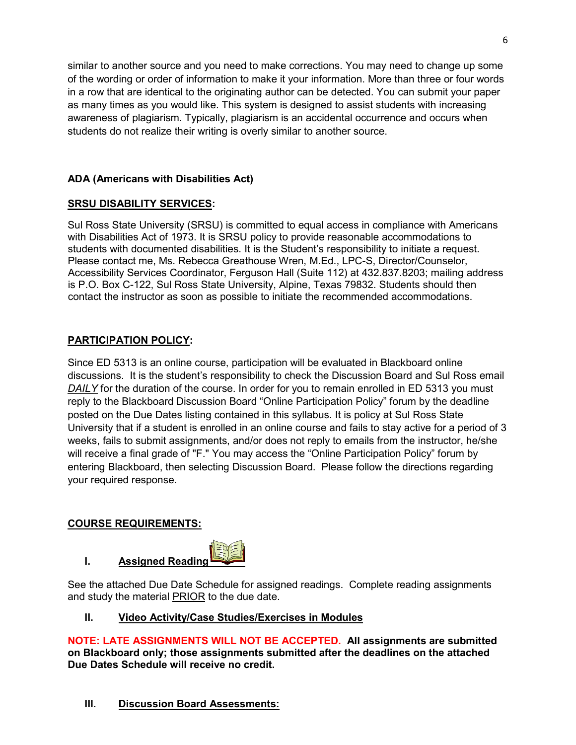similar to another source and you need to make corrections. You may need to change up some of the wording or order of information to make it your information. More than three or four words in a row that are identical to the originating author can be detected. You can submit your paper as many times as you would like. This system is designed to assist students with increasing awareness of plagiarism. Typically, plagiarism is an accidental occurrence and occurs when students do not realize their writing is overly similar to another source.

**ADA (Americans with Disabilities Act)**

## SRSU DISABILITY SERVICES:

Sul Ross State University (SRSU) is committed to equal access in compliance with Americans with Disabilities Act of 1973. It is SRSU policy to provide reasonable accommodations to students with documented disabilities. It is the Student's responsibility to initiate a request. Please contact me, Ms. Rebecca Greathouse Wren, M.Ed., LPC-S, Director/Counselor, Accessibility Services Coordinator, Ferguson Hall (Suite 112) at 432.837.8203; mailing address is P.O. Box C-122, Sul Ross State University, Alpine, Texas 79832. Students should then contact the instructor as soon as possible to initiate the recommended accommodations.

## PARTICIPATION POLICY:

Since ED 5313 is an online course, participation will be evaluated in Blackboard online discussions. It is the student's responsibility to check the Discussion Board and Sul Ross email *DAILY* for the duration of the course. In order for you to remain enrolled in ED 5313 you must reply to the Blackboard Discussion Board "Online Participation Policy" forum by the deadline posted on the Due Dates listing contained in this syllabus. It is policy at Sul Ross State University that if a student is enrolled in an online course and fails to stay active for a period of 3 weeks, fails to submit assignments, and/or does not reply to emails from the instructor, he/she will receive a final grade of "F." You may access the "Online Participation Policy" forum by entering Blackboard, then selecting Discussion Board. Please follow the directions regarding your required response.

## COURSE REQUIREMENTS:

### I. Assigned Reading

See the attached Due Date Schedule for assigned readings. Complete reading assignments and study the material PRIOR to the due date.

### II. Video Activity/Case Studies/Exercises in Modules

**NOTE: LATE ASSIGNMENTS WILL NOT BE ACCEPTED. All assignments are submitted on Blackboard only; those assignments submitted after the deadlines on the attached Due Dates Schedule will receive no credit.**

### III. Discussion Board Assessments: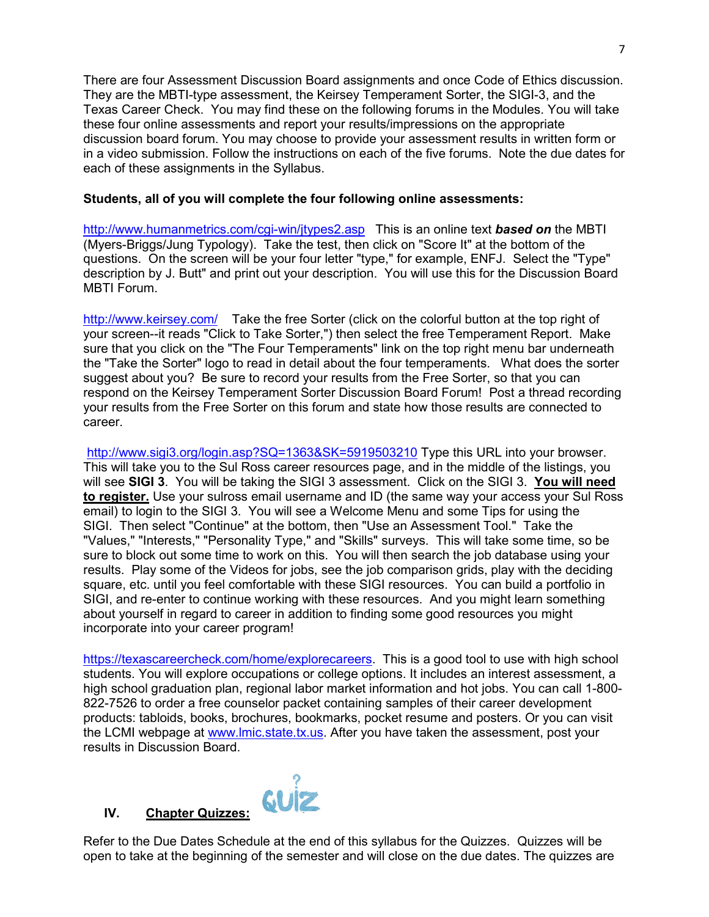There are four Assessment Discussion Board assignments and once Code of Ethics discussion. They are the MBTI-type assessment, the Keirsey Temperament Sorter, the SIGI-3, and the Texas Career Check. You may find these on the following forums in the Modules. You will take these four online assessments and report your results/impressions on the appropriate discussion board forum. You may choose to provide your assessment results in written form or in a video submission. Follow the instructions on each of the five forums. Note the due dates for each of these assignments in the Syllabus.

**Students, all of you will complete the four following online assessments:**

http://www.humanmetrics.com/cgi-win/jtypes2.asp This is an online text ***based on*** the MBTI (Myers-Briggs/Jung Typology). Take the test, then click on "Score It" at the bottom of the questions. On the screen will be your four letter "type," for example, ENFJ. Select the "Type" description by J. Butt" and print out your description. You will use this for the Discussion Board MBTI Forum.

http://www.keirsey.com/ Take the free Sorter (click on the colorful button at the top right of your screen--it reads "Click to Take Sorter,") then select the free Temperament Report. Make sure that you click on the "The Four Temperaments" link on the top right menu bar underneath the "Take the Sorter" logo to read in detail about the four temperaments. What does the sorter suggest about you? Be sure to record your results from the Free Sorter, so that you can respond on the Keirsey Temperament Sorter Discussion Board Forum! Post a thread recording your results from the Free Sorter on this forum and state how those results are connected to career.

http://www.sigi3.org/login.asp?SQ=1363&SK=5919503210 Type this URL into your browser. This will take you to the Sul Ross career resources page, and in the middle of the listings, you will see **SIGI 3**. You will be taking the SIGI 3 assessment. Click on the SIGI 3. **<u>You will need to register.</u>** Use your sulross email username and ID (the same way your access your Sul Ross email) to login to the SIGI 3. You will see a Welcome Menu and some Tips for using the SIGI. Then select "Continue" at the bottom, then "Use an Assessment Tool." Take the "Values," "Interests," "Personality Type," and "Skills" surveys. This will take some time, so be sure to block out some time to work on this. You will then search the job database using your results. Play some of the Videos for jobs, see the job comparison grids, play with the deciding square, etc. until you feel comfortable with these SIGI resources. You can build a portfolio in SIGI, and re-enter to continue working with these resources. And you might learn something about yourself in regard to career in addition to finding some good resources you might incorporate into your career program!

https://texascareercheck.com/home/explorecareers. This is a good tool to use with high school students. You will explore occupations or college options. It includes an interest assessment, a high school graduation plan, regional labor market information and hot jobs. You can call 1-800-822-7526 to order a free counselor packet containing samples of their career development products: tabloids, books, brochures, bookmarks, pocket resume and posters. Or you can visit the LCMI webpage at www.lmic.state.tx.us. After you have taken the assessment, post your results in Discussion Board.

## IV. <u>Chapter Quizzes:</u>

Refer to the Due Dates Schedule at the end of this syllabus for the Quizzes. Quizzes will be open to take at the beginning of the semester and will close on the due dates. The quizzes are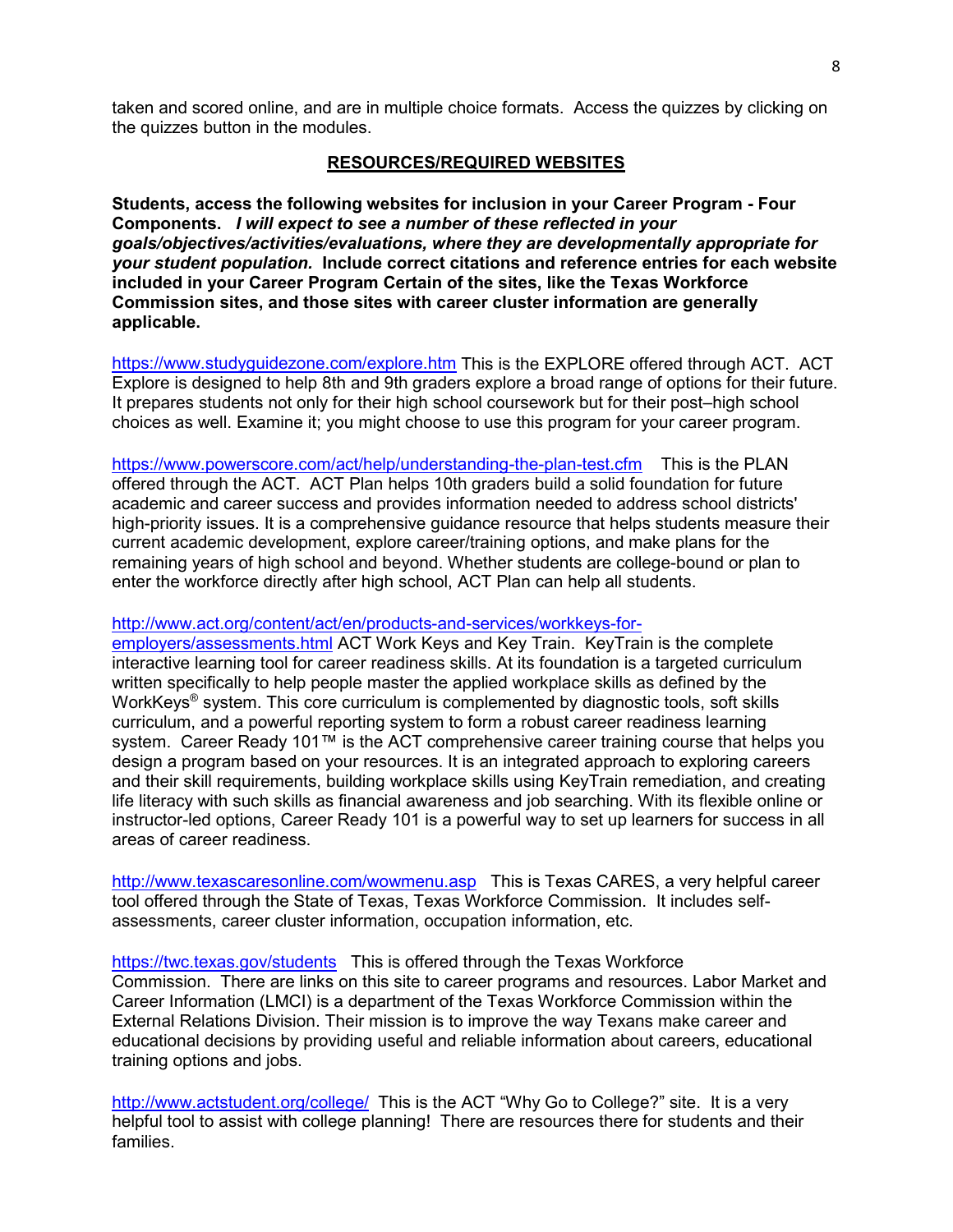taken and scored online, and are in multiple choice formats. Access the quizzes by clicking on the quizzes button in the modules.

## RESOURCES/REQUIRED WEBSITES

**Students, access the following websites for inclusion in your Career Program - Four Components.** ***I will expect to see a number of these reflected in your goals/objectives/activities/evaluations, where they are developmentally appropriate for your student population.*** **Include correct citations and reference entries for each website included in your Career Program Certain of the sites, like the Texas Workforce Commission sites, and those sites with career cluster information are generally applicable.**

https://www.studyguidezone.com/explore.htm This is the EXPLORE offered through ACT. ACT Explore is designed to help 8th and 9th graders explore a broad range of options for their future. It prepares students not only for their high school coursework but for their post–high school choices as well. Examine it; you might choose to use this program for your career program.

https://www.powerscore.com/act/help/understanding-the-plan-test.cfm This is the PLAN offered through the ACT. ACT Plan helps 10th graders build a solid foundation for future academic and career success and provides information needed to address school districts' high-priority issues. It is a comprehensive guidance resource that helps students measure their current academic development, explore career/training options, and make plans for the remaining years of high school and beyond. Whether students are college-bound or plan to enter the workforce directly after high school, ACT Plan can help all students.

http://www.act.org/content/act/en/products-and-services/workkeys-for-employers/assessments.html ACT Work Keys and Key Train. KeyTrain is the complete interactive learning tool for career readiness skills. At its foundation is a targeted curriculum written specifically to help people master the applied workplace skills as defined by the WorkKeys® system. This core curriculum is complemented by diagnostic tools, soft skills curriculum, and a powerful reporting system to form a robust career readiness learning system. Career Ready 101™ is the ACT comprehensive career training course that helps you design a program based on your resources. It is an integrated approach to exploring careers and their skill requirements, building workplace skills using KeyTrain remediation, and creating life literacy with such skills as financial awareness and job searching. With its flexible online or instructor-led options, Career Ready 101 is a powerful way to set up learners for success in all areas of career readiness.

http://www.texascaresonline.com/wowmenu.asp This is Texas CARES, a very helpful career tool offered through the State of Texas, Texas Workforce Commission. It includes self-assessments, career cluster information, occupation information, etc.

https://twc.texas.gov/students This is offered through the Texas Workforce Commission. There are links on this site to career programs and resources. Labor Market and Career Information (LMCI) is a department of the Texas Workforce Commission within the External Relations Division. Their mission is to improve the way Texans make career and educational decisions by providing useful and reliable information about careers, educational training options and jobs.

http://www.actstudent.org/college/ This is the ACT "Why Go to College?" site. It is a very helpful tool to assist with college planning! There are resources there for students and their families.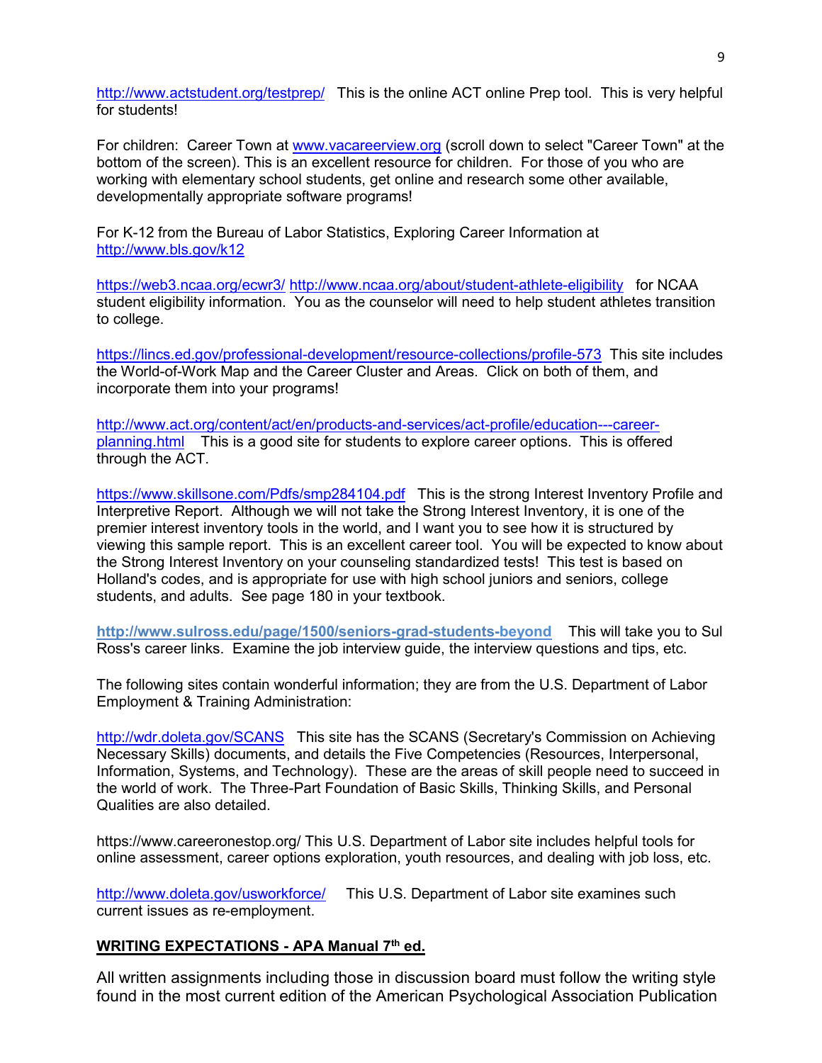http://www.actstudent.org/testprep/ This is the online ACT online Prep tool. This is very helpful for students!

For children: Career Town at www.vacareerview.org (scroll down to select "Career Town" at the bottom of the screen). This is an excellent resource for children. For those of you who are working with elementary school students, get online and research some other available, developmentally appropriate software programs!

For K-12 from the Bureau of Labor Statistics, Exploring Career Information at http://www.bls.gov/k12

https://web3.ncaa.org/ecwr3/ http://www.ncaa.org/about/student-athlete-eligibility for NCAA student eligibility information. You as the counselor will need to help student athletes transition to college.

https://lincs.ed.gov/professional-development/resource-collections/profile-573 This site includes the World-of-Work Map and the Career Cluster and Areas. Click on both of them, and incorporate them into your programs!

http://www.act.org/content/act/en/products-and-services/act-profile/education---career-planning.html This is a good site for students to explore career options. This is offered through the ACT.

https://www.skillsone.com/Pdfs/smp284104.pdf This is the strong Interest Inventory Profile and Interpretive Report. Although we will not take the Strong Interest Inventory, it is one of the premier interest inventory tools in the world, and I want you to see how it is structured by viewing this sample report. This is an excellent career tool. You will be expected to know about the Strong Interest Inventory on your counseling standardized tests! This test is based on Holland's codes, and is appropriate for use with high school juniors and seniors, college students, and adults. See page 180 in your textbook.

**http://www.sulross.edu/page/1500/seniors-grad-students-beyond** This will take you to Sul Ross's career links. Examine the job interview guide, the interview questions and tips, etc.

The following sites contain wonderful information; they are from the U.S. Department of Labor Employment & Training Administration:

http://wdr.doleta.gov/SCANS This site has the SCANS (Secretary's Commission on Achieving Necessary Skills) documents, and details the Five Competencies (Resources, Interpersonal, Information, Systems, and Technology). These are the areas of skill people need to succeed in the world of work. The Three-Part Foundation of Basic Skills, Thinking Skills, and Personal Qualities are also detailed.

https://www.careeronestop.org/ This U.S. Department of Labor site includes helpful tools for online assessment, career options exploration, youth resources, and dealing with job loss, etc.

http://www.doleta.gov/usworkforce/ This U.S. Department of Labor site examines such current issues as re-employment.

**WRITING EXPECTATIONS - APA Manual 7th ed.**

All written assignments including those in discussion board must follow the writing style found in the most current edition of the American Psychological Association Publication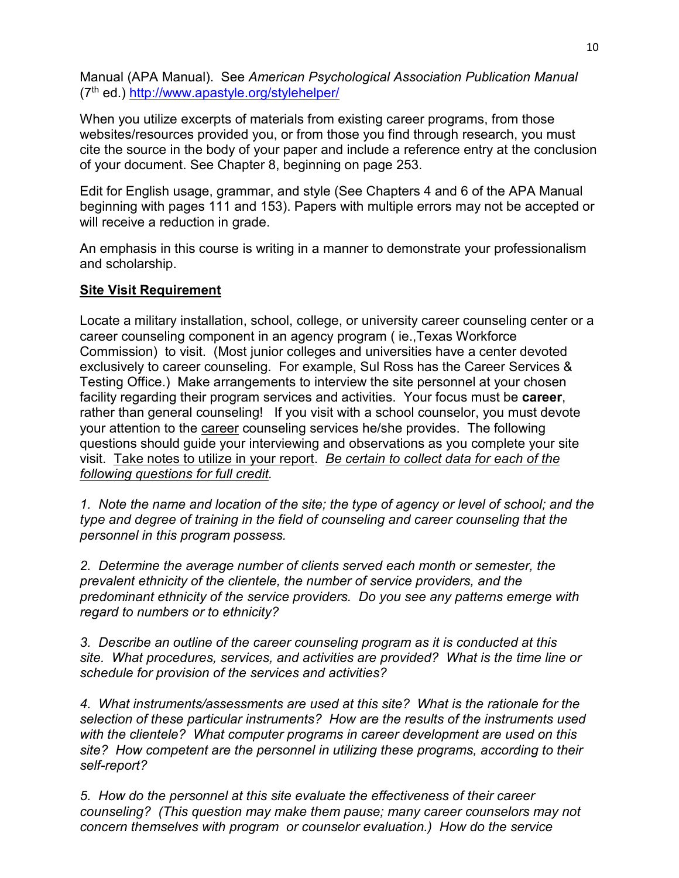Manual (APA Manual). See *American Psychological Association Publication Manual* (7th ed.) http://www.apastyle.org/stylehelper/

When you utilize excerpts of materials from existing career programs, from those websites/resources provided you, or from those you find through research, you must cite the source in the body of your paper and include a reference entry at the conclusion of your document. See Chapter 8, beginning on page 253.

Edit for English usage, grammar, and style (See Chapters 4 and 6 of the APA Manual beginning with pages 111 and 153). Papers with multiple errors may not be accepted or will receive a reduction in grade.

An emphasis in this course is writing in a manner to demonstrate your professionalism and scholarship.

**Site Visit Requirement**

Locate a military installation, school, college, or university career counseling center or a career counseling component in an agency program ( ie.,Texas Workforce Commission) to visit. (Most junior colleges and universities have a center devoted exclusively to career counseling. For example, Sul Ross has the Career Services & Testing Office.) Make arrangements to interview the site personnel at your chosen facility regarding their program services and activities. Your focus must be **career**, rather than general counseling! If you visit with a school counselor, you must devote your attention to the career counseling services he/she provides. The following questions should guide your interviewing and observations as you complete your site visit. Take notes to utilize in your report. *Be certain to collect data for each of the following questions for full credit.*

*1. Note the name and location of the site; the type of agency or level of school; and the type and degree of training in the field of counseling and career counseling that the personnel in this program possess.*

*2. Determine the average number of clients served each month or semester, the prevalent ethnicity of the clientele, the number of service providers, and the predominant ethnicity of the service providers. Do you see any patterns emerge with regard to numbers or to ethnicity?*

*3. Describe an outline of the career counseling program as it is conducted at this site. What procedures, services, and activities are provided? What is the time line or schedule for provision of the services and activities?*

*4. What instruments/assessments are used at this site? What is the rationale for the selection of these particular instruments? How are the results of the instruments used with the clientele? What computer programs in career development are used on this site? How competent are the personnel in utilizing these programs, according to their self-report?*

*5. How do the personnel at this site evaluate the effectiveness of their career counseling? (This question may make them pause; many career counselors may not concern themselves with program or counselor evaluation.) How do the service*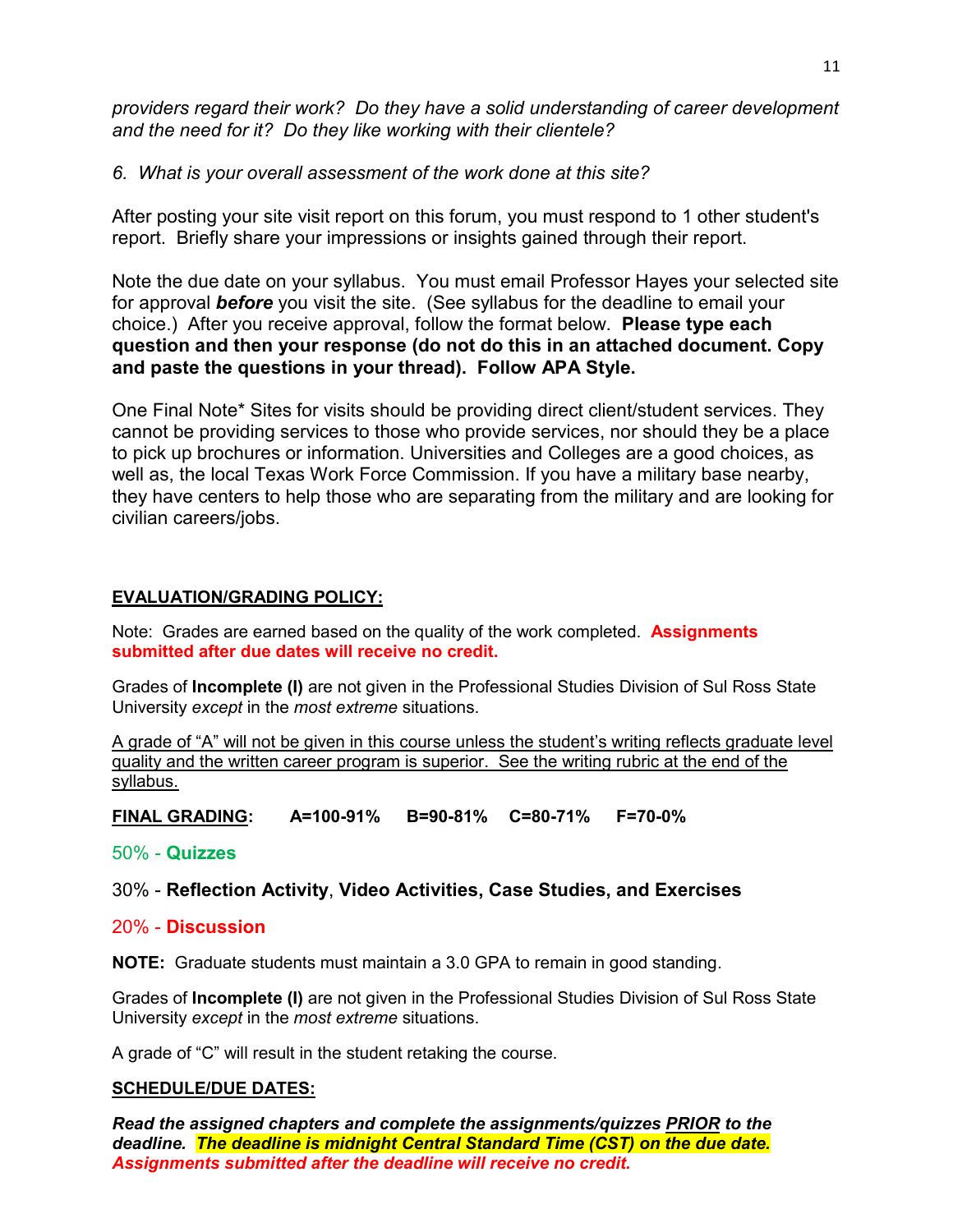*providers regard their work? Do they have a solid understanding of career development and the need for it? Do they like working with their clientele?*

*6. What is your overall assessment of the work done at this site?*

After posting your site visit report on this forum, you must respond to 1 other student's report. Briefly share your impressions or insights gained through their report.

Note the due date on your syllabus. You must email Professor Hayes your selected site for approval ***before*** you visit the site. (See syllabus for the deadline to email your choice.) After you receive approval, follow the format below. **Please type each question and then your response (do not do this in an attached document. Copy and paste the questions in your thread). Follow APA Style.**

One Final Note* Sites for visits should be providing direct client/student services. They cannot be providing services to those who provide services, nor should they be a place to pick up brochures or information. Universities and Colleges are a good choices, as well as, the local Texas Work Force Commission. If you have a military base nearby, they have centers to help those who are separating from the military and are looking for civilian careers/jobs.

## EVALUATION/GRADING POLICY:

Note: Grades are earned based on the quality of the work completed. **Assignments submitted after due dates will receive no credit.**

Grades of **Incomplete (I)** are not given in the Professional Studies Division of Sul Ross State University *except* in the *most extreme* situations.

A grade of "A" will not be given in this course unless the student's writing reflects graduate level quality and the written career program is superior. See the writing rubric at the end of the syllabus.

**FINAL GRADING: A=100-91% B=90-81% C=80-71% F=70-0%**

50% - **Quizzes**

30% - **Reflection Activity**, **Video Activities, Case Studies, and Exercises**

20% - **Discussion**

**NOTE:** Graduate students must maintain a 3.0 GPA to remain in good standing.

Grades of **Incomplete (I)** are not given in the Professional Studies Division of Sul Ross State University *except* in the *most extreme* situations.

A grade of "C" will result in the student retaking the course.

## SCHEDULE/DUE DATES:

***Read the assigned chapters and complete the assignments/quizzes PRIOR to the deadline. The deadline is midnight Central Standard Time (CST) on the due date. Assignments submitted after the deadline will receive no credit.***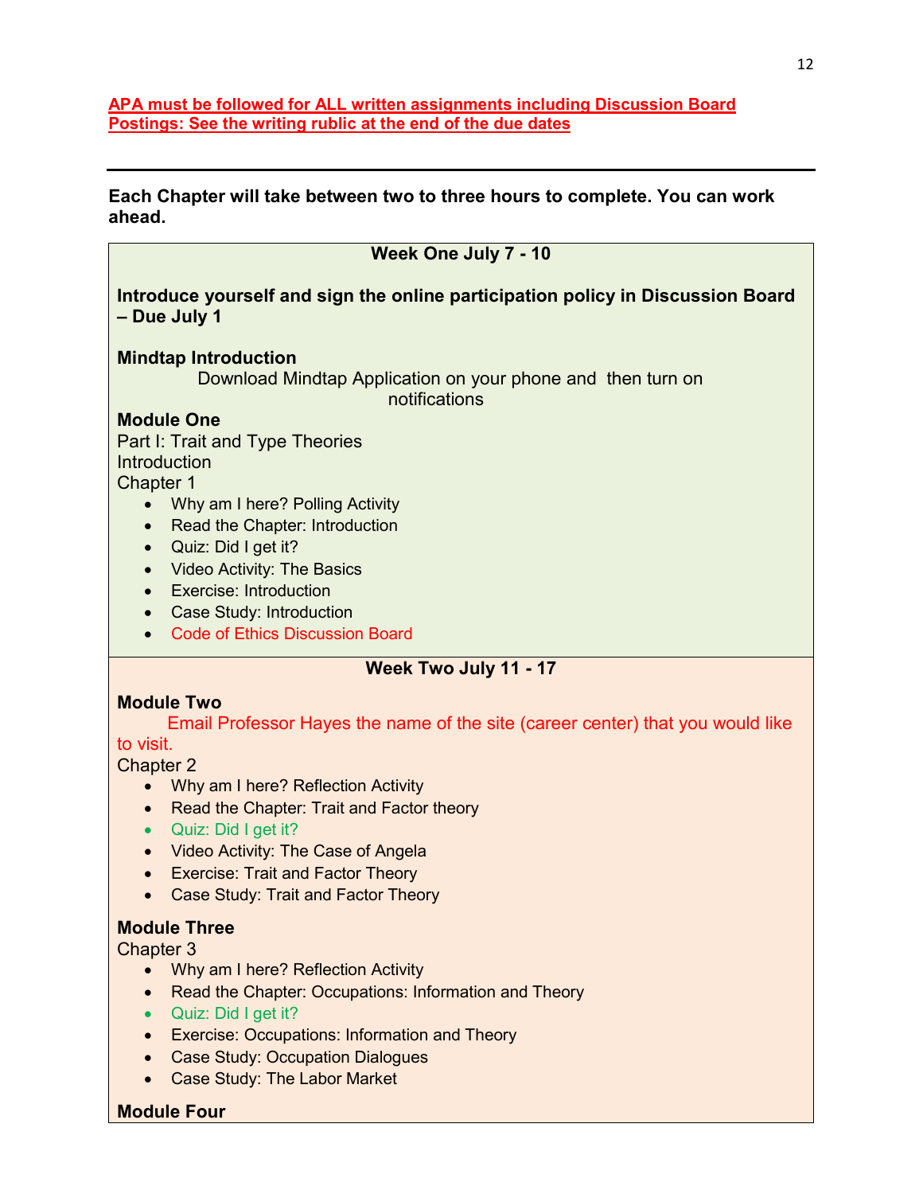**APA must be followed for ALL written assignments including Discussion Board Postings: See the writing rublic at the end of the due dates**

---

**Each Chapter will take between two to three hours to complete. You can work ahead.**

### Week One July 7 - 10

**Introduce yourself and sign the online participation policy in Discussion Board – Due July 1**

**Mindtap Introduction**

Download Mindtap Application on your phone and then turn on notifications

**Module One**

Part I: Trait and Type Theories

Introduction

Chapter 1

- Why am I here? Polling Activity
- Read the Chapter: Introduction
- Quiz: Did I get it?
- Video Activity: The Basics
- Exercise: Introduction
- Case Study: Introduction
- Code of Ethics Discussion Board

### Week Two July 11 - 17

**Module Two**

Email Professor Hayes the name of the site (career center) that you would like to visit.

Chapter 2

- Why am I here? Reflection Activity
- Read the Chapter: Trait and Factor theory
- Quiz: Did I get it?
- Video Activity: The Case of Angela
- Exercise: Trait and Factor Theory
- Case Study: Trait and Factor Theory

**Module Three**

Chapter 3

- Why am I here? Reflection Activity
- Read the Chapter: Occupations: Information and Theory
- Quiz: Did I get it?
- Exercise: Occupations: Information and Theory
- Case Study: Occupation Dialogues
- Case Study: The Labor Market

**Module Four**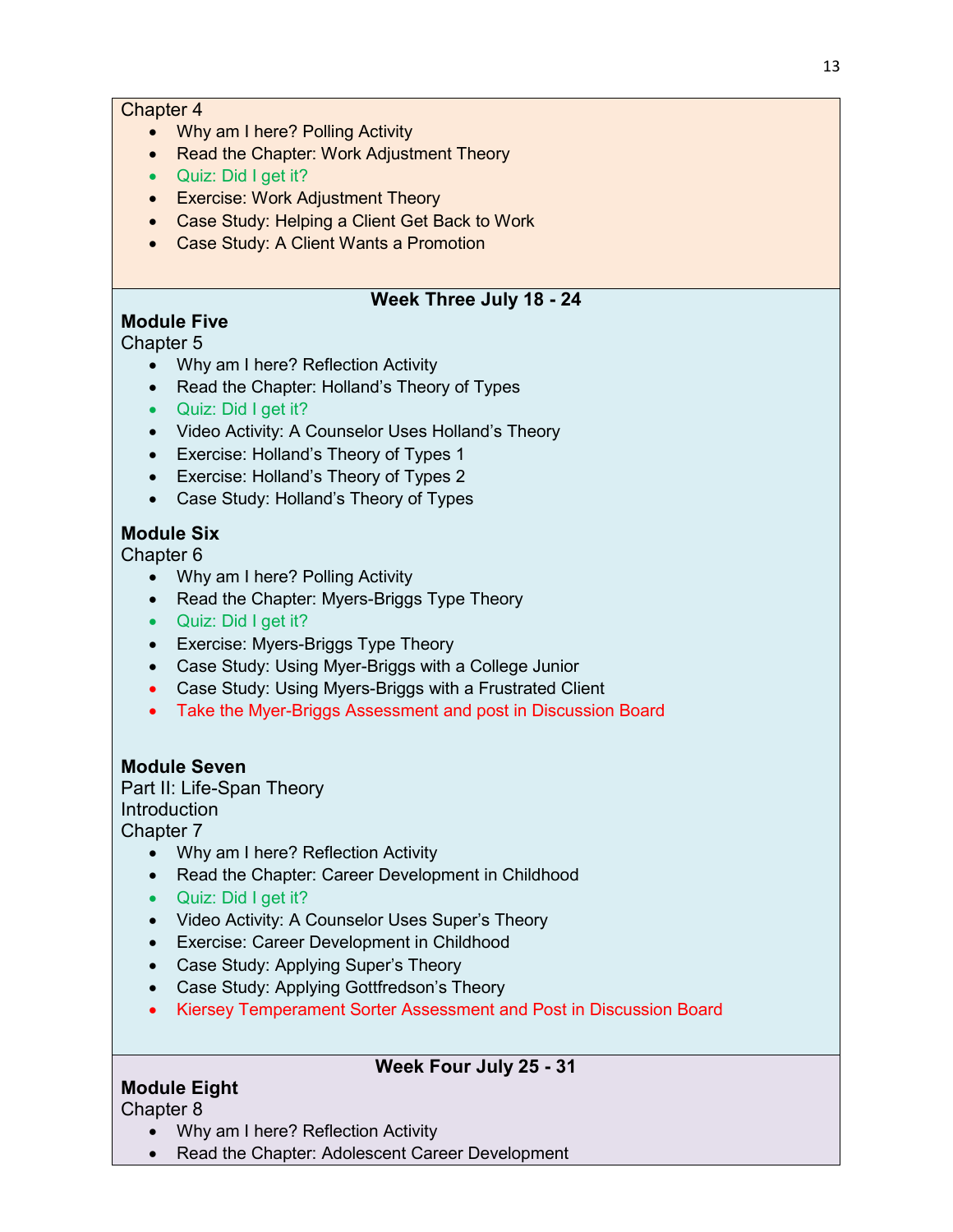Chapter 4

- Why am I here? Polling Activity
- Read the Chapter: Work Adjustment Theory
- Quiz: Did I get it?
- Exercise: Work Adjustment Theory
- Case Study: Helping a Client Get Back to Work
- Case Study: A Client Wants a Promotion

**Week Three July 18 - 24**

**Module Five**

Chapter 5

- Why am I here? Reflection Activity
- Read the Chapter: Holland's Theory of Types
- Quiz: Did I get it?
- Video Activity: A Counselor Uses Holland's Theory
- Exercise: Holland's Theory of Types 1
- Exercise: Holland's Theory of Types 2
- Case Study: Holland's Theory of Types

**Module Six**

Chapter 6

- Why am I here? Polling Activity
- Read the Chapter: Myers-Briggs Type Theory
- Quiz: Did I get it?
- Exercise: Myers-Briggs Type Theory
- Case Study: Using Myer-Briggs with a College Junior
- Case Study: Using Myers-Briggs with a Frustrated Client
- Take the Myer-Briggs Assessment and post in Discussion Board

**Module Seven**

Part II: Life-Span Theory

Introduction

Chapter 7

- Why am I here? Reflection Activity
- Read the Chapter: Career Development in Childhood
- Quiz: Did I get it?
- Video Activity: A Counselor Uses Super's Theory
- Exercise: Career Development in Childhood
- Case Study: Applying Super's Theory
- Case Study: Applying Gottfredson's Theory
- Kiersey Temperament Sorter Assessment and Post in Discussion Board

**Week Four July 25 - 31**

**Module Eight**

Chapter 8

- Why am I here? Reflection Activity
- Read the Chapter: Adolescent Career Development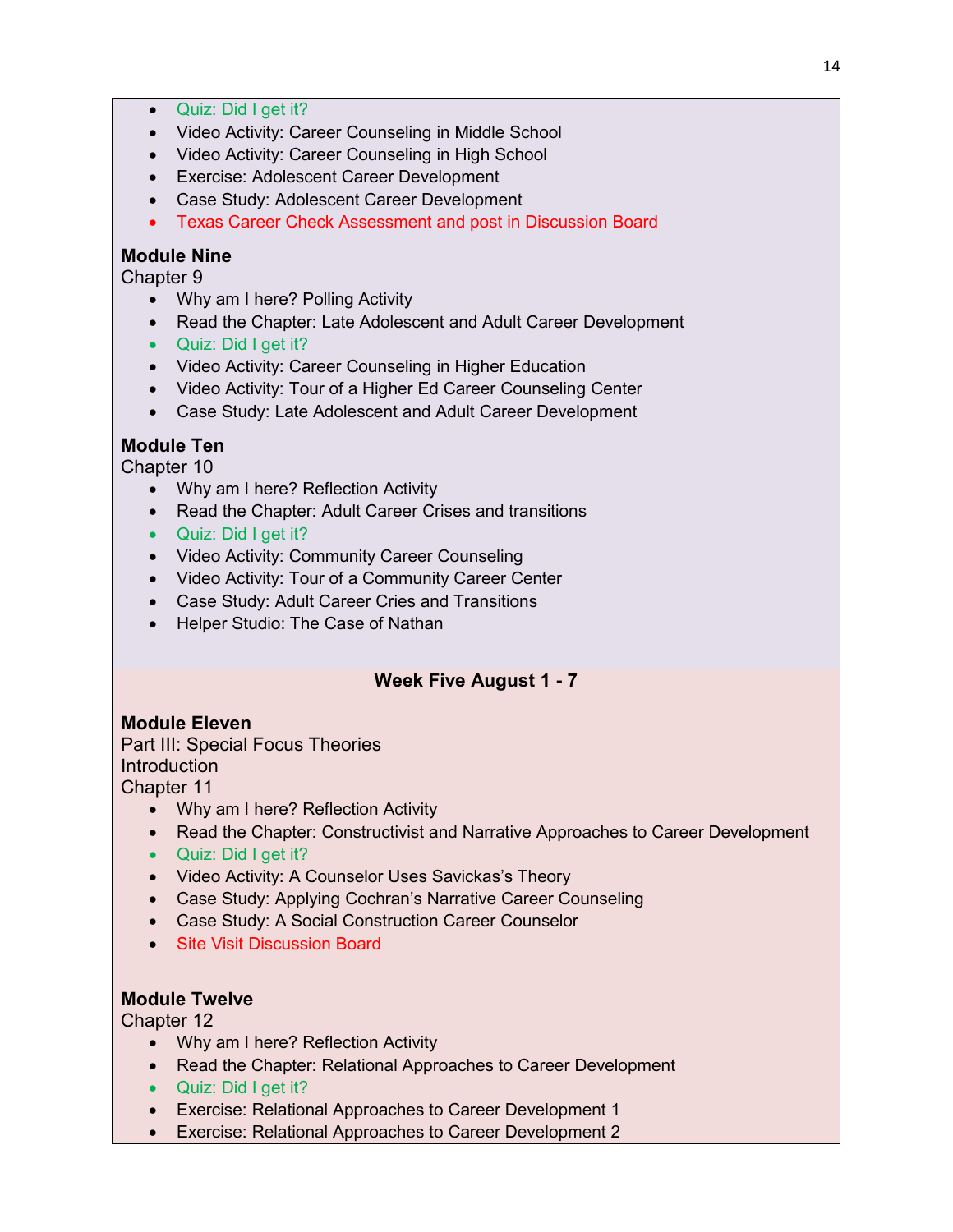- Quiz: Did I get it?
- Video Activity: Career Counseling in Middle School
- Video Activity: Career Counseling in High School
- Exercise: Adolescent Career Development
- Case Study: Adolescent Career Development
- Texas Career Check Assessment and post in Discussion Board

**Module Nine**
Chapter 9

- Why am I here? Polling Activity
- Read the Chapter: Late Adolescent and Adult Career Development
- Quiz: Did I get it?
- Video Activity: Career Counseling in Higher Education
- Video Activity: Tour of a Higher Ed Career Counseling Center
- Case Study: Late Adolescent and Adult Career Development

**Module Ten**
Chapter 10

- Why am I here? Reflection Activity
- Read the Chapter: Adult Career Crises and transitions
- Quiz: Did I get it?
- Video Activity: Community Career Counseling
- Video Activity: Tour of a Community Career Center
- Case Study: Adult Career Cries and Transitions
- Helper Studio: The Case of Nathan

## Week Five August 1 - 7

**Module Eleven**
Part III: Special Focus Theories
Introduction
Chapter 11

- Why am I here? Reflection Activity
- Read the Chapter: Constructivist and Narrative Approaches to Career Development
- Quiz: Did I get it?
- Video Activity: A Counselor Uses Savickas's Theory
- Case Study: Applying Cochran's Narrative Career Counseling
- Case Study: A Social Construction Career Counselor
- Site Visit Discussion Board

**Module Twelve**
Chapter 12

- Why am I here? Reflection Activity
- Read the Chapter: Relational Approaches to Career Development
- Quiz: Did I get it?
- Exercise: Relational Approaches to Career Development 1
- Exercise: Relational Approaches to Career Development 2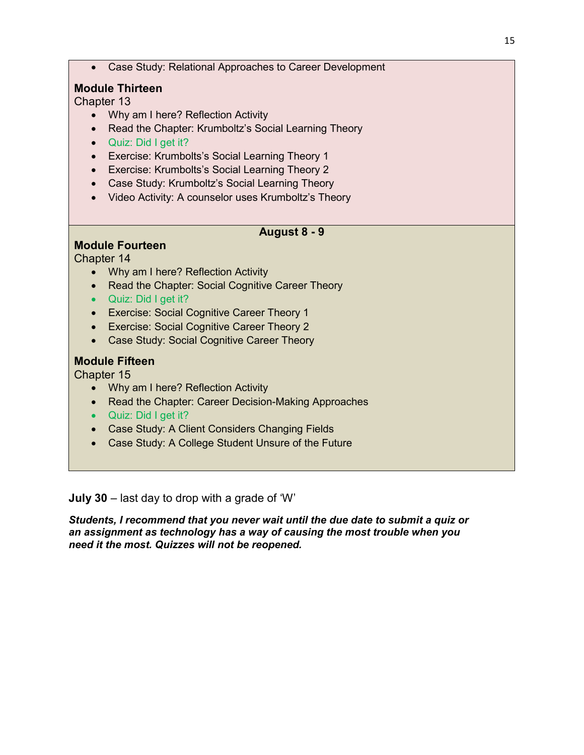- Case Study: Relational Approaches to Career Development

**Module Thirteen**

Chapter 13

- Why am I here? Reflection Activity
- Read the Chapter: Krumboltz's Social Learning Theory
- Quiz: Did I get it?
- Exercise: Krumbolts's Social Learning Theory 1
- Exercise: Krumbolts's Social Learning Theory 2
- Case Study: Krumboltz's Social Learning Theory
- Video Activity: A counselor uses Krumboltz's Theory

**August 8 - 9**

**Module Fourteen**

Chapter 14

- Why am I here? Reflection Activity
- Read the Chapter: Social Cognitive Career Theory
- Quiz: Did I get it?
- Exercise: Social Cognitive Career Theory 1
- Exercise: Social Cognitive Career Theory 2
- Case Study: Social Cognitive Career Theory

**Module Fifteen**

Chapter 15

- Why am I here? Reflection Activity
- Read the Chapter: Career Decision-Making Approaches
- Quiz: Did I get it?
- Case Study: A Client Considers Changing Fields
- Case Study: A College Student Unsure of the Future

**July 30** – last day to drop with a grade of 'W'

***Students, I recommend that you never wait until the due date to submit a quiz or an assignment as technology has a way of causing the most trouble when you need it the most. Quizzes will not be reopened.***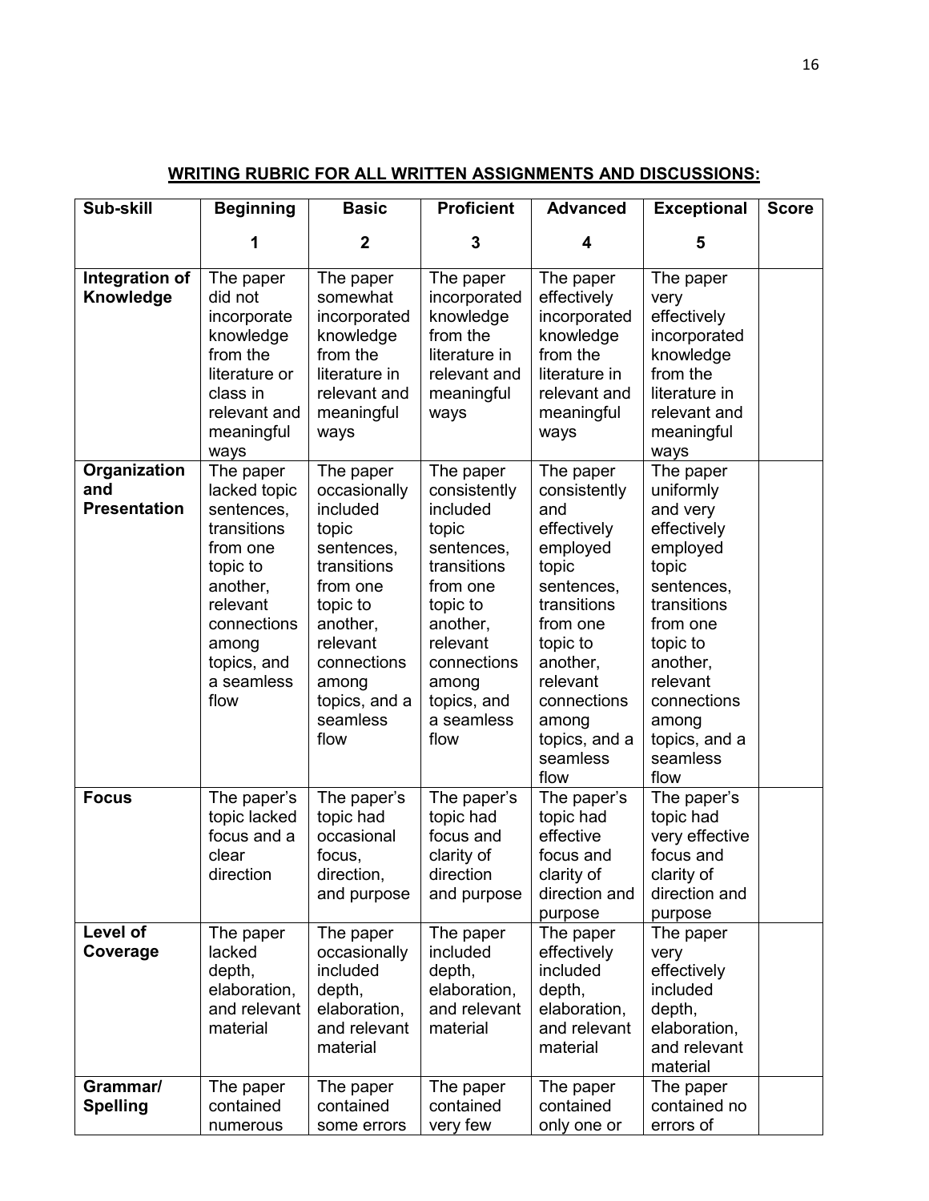**WRITING RUBRIC FOR ALL WRITTEN ASSIGNMENTS AND DISCUSSIONS:**

| Sub-skill | Beginning<br>1 | Basic<br>2 | Proficient<br>3 | Advanced<br>4 | Exceptional<br>5 | Score |
|---|---|---|---|---|---|---|
| **Integration of Knowledge** | The paper did not incorporate knowledge from the literature or class in relevant and meaningful ways | The paper somewhat incorporated knowledge from the literature in relevant and meaningful ways | The paper incorporated knowledge from the literature in relevant and meaningful ways | The paper effectively incorporated knowledge from the literature in relevant and meaningful ways | The paper very effectively incorporated knowledge from the literature in relevant and meaningful ways | |
| **Organization and Presentation** | The paper lacked topic sentences, transitions from one topic to another, relevant connections among topics, and a seamless flow | The paper occasionally included topic sentences, transitions from one topic to another, relevant connections among topics, and a seamless flow | The paper consistently included topic sentences, transitions from one topic to another, relevant connections among topics, and a seamless flow | The paper consistently and effectively employed topic sentences, transitions from one topic to another, relevant connections among topics, and a seamless flow | The paper uniformly and very effectively employed topic sentences, transitions from one topic to another, relevant connections among topics, and a seamless flow | |
| **Focus** | The paper's topic lacked focus and a clear direction | The paper's topic had occasional focus, direction, and purpose | The paper's topic had focus and clarity of direction and purpose | The paper's topic had effective focus and clarity of direction and purpose | The paper's topic had very effective focus and clarity of direction and purpose | |
| **Level of Coverage** | The paper lacked depth, elaboration, and relevant material | The paper occasionally included depth, elaboration, and relevant material | The paper included depth, elaboration, and relevant material | The paper effectively included depth, elaboration, and relevant material | The paper very effectively included depth, elaboration, and relevant material | |
| **Grammar/ Spelling** | The paper contained numerous | The paper contained some errors | The paper contained very few | The paper contained only one or | The paper contained no errors of | |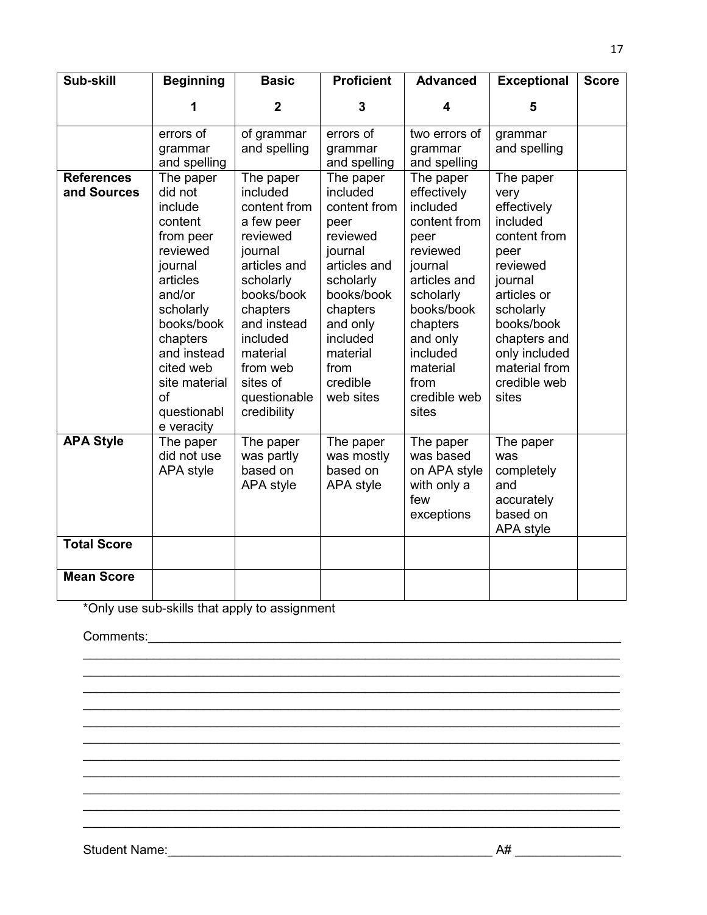| Sub-skill | Beginning<br>1 | Basic<br>2 | Proficient<br>3 | Advanced<br>4 | Exceptional<br>5 | Score |
|---|---|---|---|---|---|---|
| | errors of grammar and spelling | of grammar and spelling | errors of grammar and spelling | two errors of grammar and spelling | grammar and spelling | |
| **References and Sources** | The paper did not include content from peer reviewed journal articles and/or scholarly books/book chapters and instead cited web site material of questionable veracity | The paper included content from a few peer reviewed journal articles and scholarly books/book chapters and instead included material from web sites of questionable credibility | The paper included content from peer reviewed journal articles and scholarly books/book chapters and only included material from credible web sites | The paper effectively included content from peer reviewed journal articles and scholarly books/book chapters and only included material from credible web sites | The paper very effectively included content from peer reviewed journal articles or scholarly books/book chapters and only included material from credible web sites | |
| **APA Style** | The paper did not use APA style | The paper was partly based on APA style | The paper was mostly based on APA style | The paper was based on APA style with only a few exceptions | The paper was completely and accurately based on APA style | |
| **Total Score** | | | | | | |
| **Mean Score** | | | | | | |

*Only use sub-skills that apply to assignment

Comments:______________________________________________________________________
________________________________________________________________________________
________________________________________________________________________________
________________________________________________________________________________
________________________________________________________________________________
________________________________________________________________________________
________________________________________________________________________________
________________________________________________________________________________
________________________________________________________________________________
________________________________________________________________________________
________________________________________________________________________________
________________________________________________________________________________

Student Name:_________________________________________________ A# _______________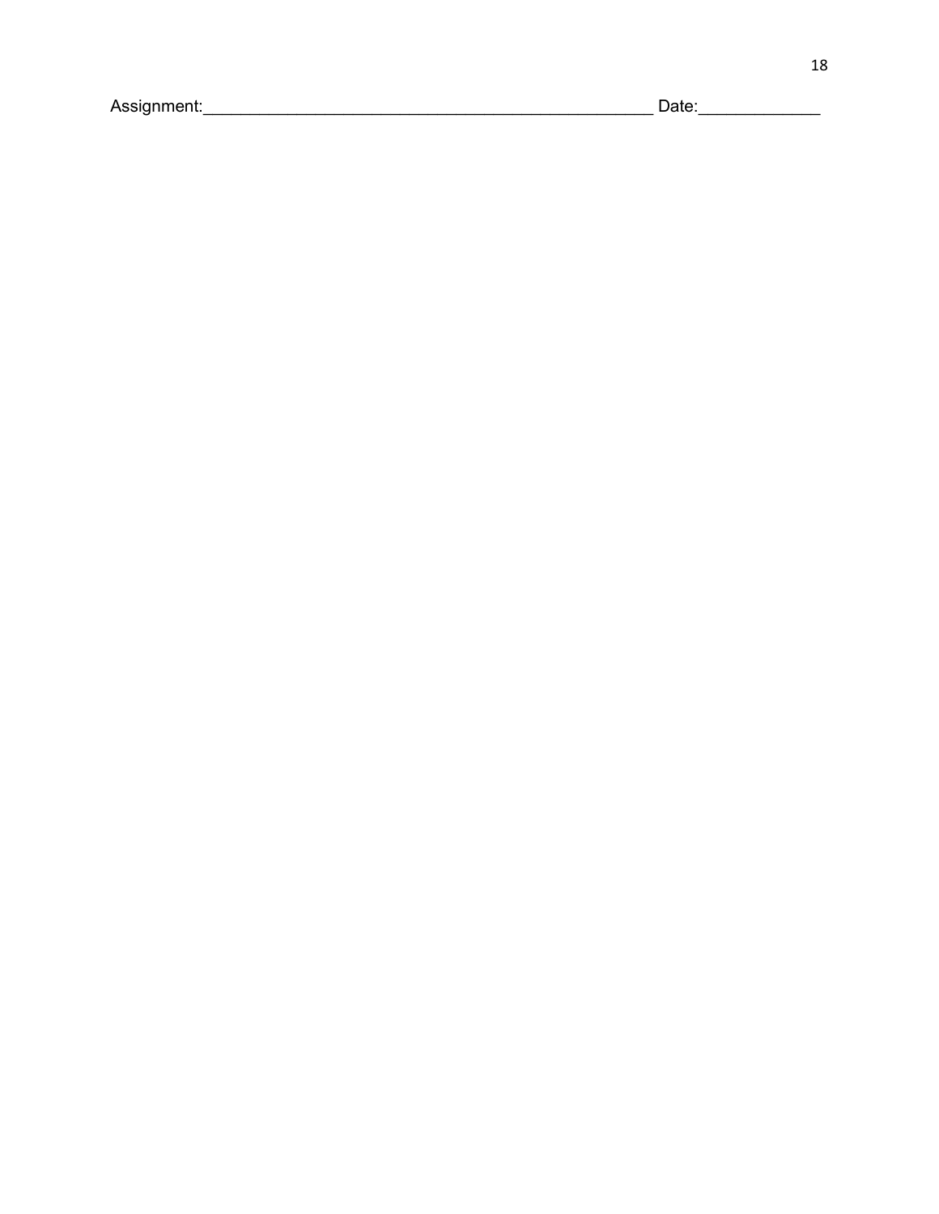Assignment:_________________________________________________ Date:_____________